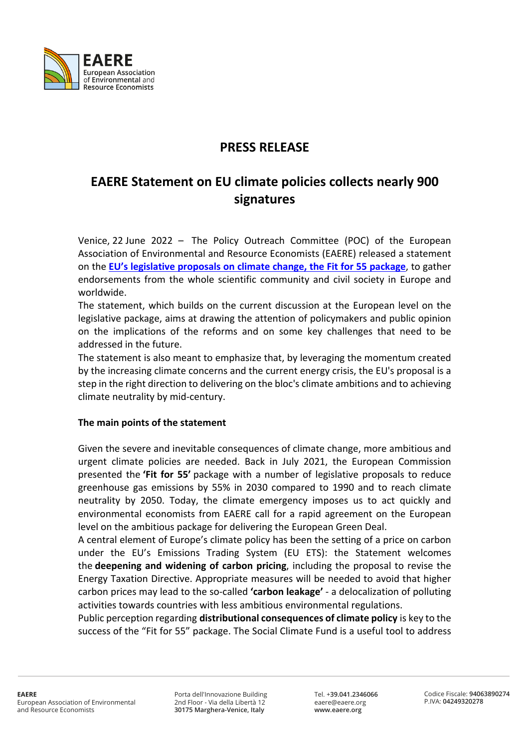# PRESS RELEASE

## EAERE Statement on EU climate policies collects nearly 900 signatures

Venice, 22 June 2022 – The Policy Outreach Committee (POC) of the European Association of Environmental and Resource Economists (EAERE) released a statement on the **EU's legislative proposals on climate change, the Fit for 55 package**, to gather endorsements from the whole scientific community and civil society in Europe and worldwide.

The statement, which builds on the current discussion at the European level on the legislative package, aims at drawing the attention of policymakers and public opinion on the implications of the reforms and on some key challenges that need to be addressed in the future.

The statement is also meant to emphasize that, by leveraging the momentum created by the increasing climate concerns and the current energy crisis, the EU's proposal is a step in the right direction to delivering on the bloc's climate ambitions and to achieving climate neutrality by mid-century.

### The main points of the statement

Given the severe and inevitable consequences of climate change, more ambitious and urgent climate policies are needed. Back in July 2021, the European Commission presented the **'Fit for 55'** package with a number of legislative proposals to reduce greenhouse gas emissions by 55% in 2030 compared to 1990 and to reach climate neutrality by 2050. Today, the climate emergency imposes us to act quickly and environmental economists from EAERE call for a rapid agreement on the European level on the ambitious package for delivering the European Green Deal.

A central element of Europe's climate policy has been the setting of a price on carbon under the EU's Emissions Trading System (EU ETS): the Statement welcomes the **deepening and widening of carbon pricing**, including the proposal to revise the Energy Taxation Directive. Appropriate measures will be needed to avoid that higher carbon prices may lead to the so-called **'carbon leakage'** - a delocalization of polluting activities towards countries with less ambitious environmental regulations.

Public perception regarding **distributional consequences of climate policy** is key to the success of the "Fit for 55" package. The Social Climate Fund is a useful tool to address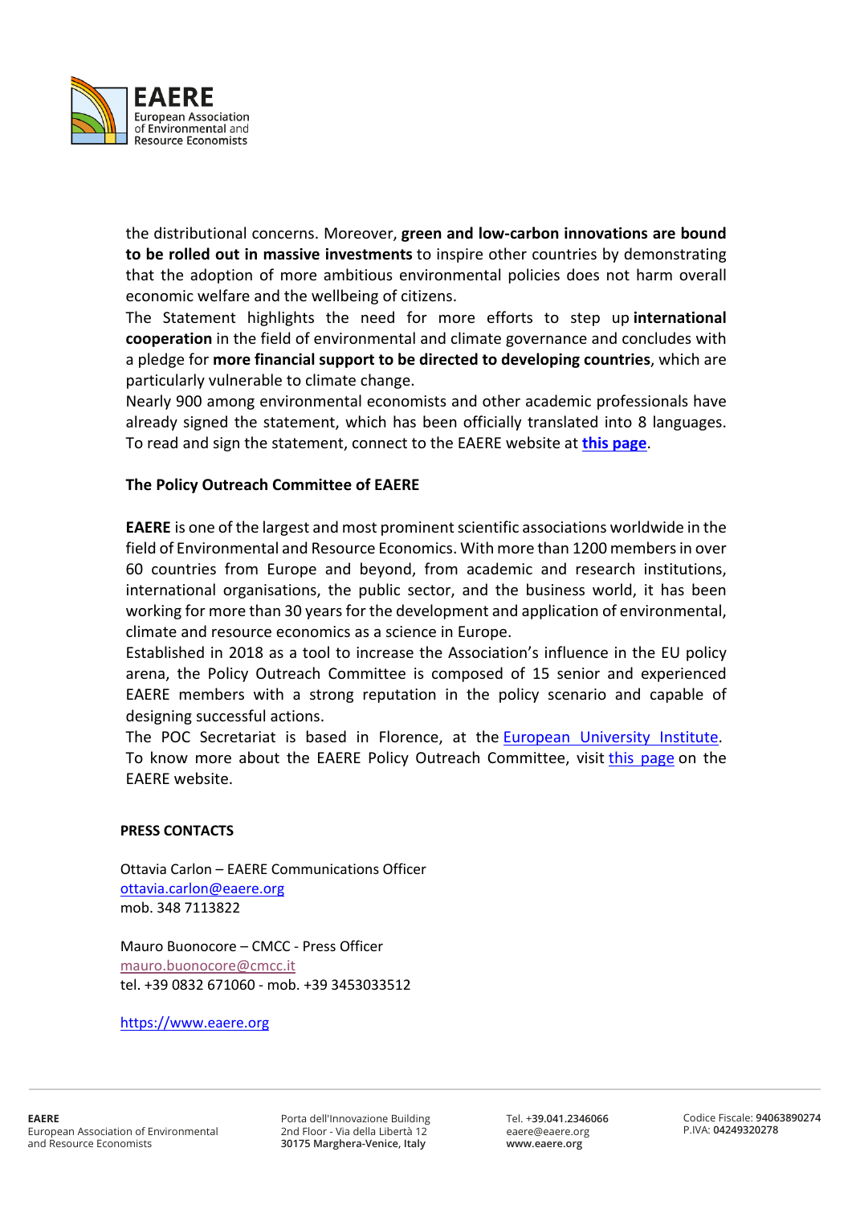the distributional concerns. Moreover, **green and low-carbon innovations are bound to be rolled out in massive investments** to inspire other countries by demonstrating that the adoption of more ambitious environmental policies does not harm overall economic welfare and the wellbeing of citizens.

The Statement highlights the need for more efforts to step up **international cooperation** in the field of environmental and climate governance and concludes with a pledge for **more financial support to be directed to developing countries**, which are particularly vulnerable to climate change.

Nearly 900 among environmental economists and other academic professionals have already signed the statement, which has been officially translated into 8 languages. To read and sign the statement, connect to the EAERE website at **this page**.

**The Policy Outreach Committee of EAERE**

**EAERE** is one of the largest and most prominent scientific associations worldwide in the field of Environmental and Resource Economics. With more than 1200 members in over 60 countries from Europe and beyond, from academic and research institutions, international organisations, the public sector, and the business world, it has been working for more than 30 years for the development and application of environmental, climate and resource economics as a science in Europe.

Established in 2018 as a tool to increase the Association's influence in the EU policy arena, the Policy Outreach Committee is composed of 15 senior and experienced EAERE members with a strong reputation in the policy scenario and capable of designing successful actions.

The POC Secretariat is based in Florence, at the European University Institute. To know more about the EAERE Policy Outreach Committee, visit this page on the EAERE website.

**PRESS CONTACTS**

Ottavia Carlon – EAERE Communications Officer
ottavia.carlon@eaere.org
mob. 348 7113822

Mauro Buonocore – CMCC - Press Officer
mauro.buonocore@cmcc.it
tel. +39 0832 671060 - mob. +39 3453033512

https://www.eaere.org